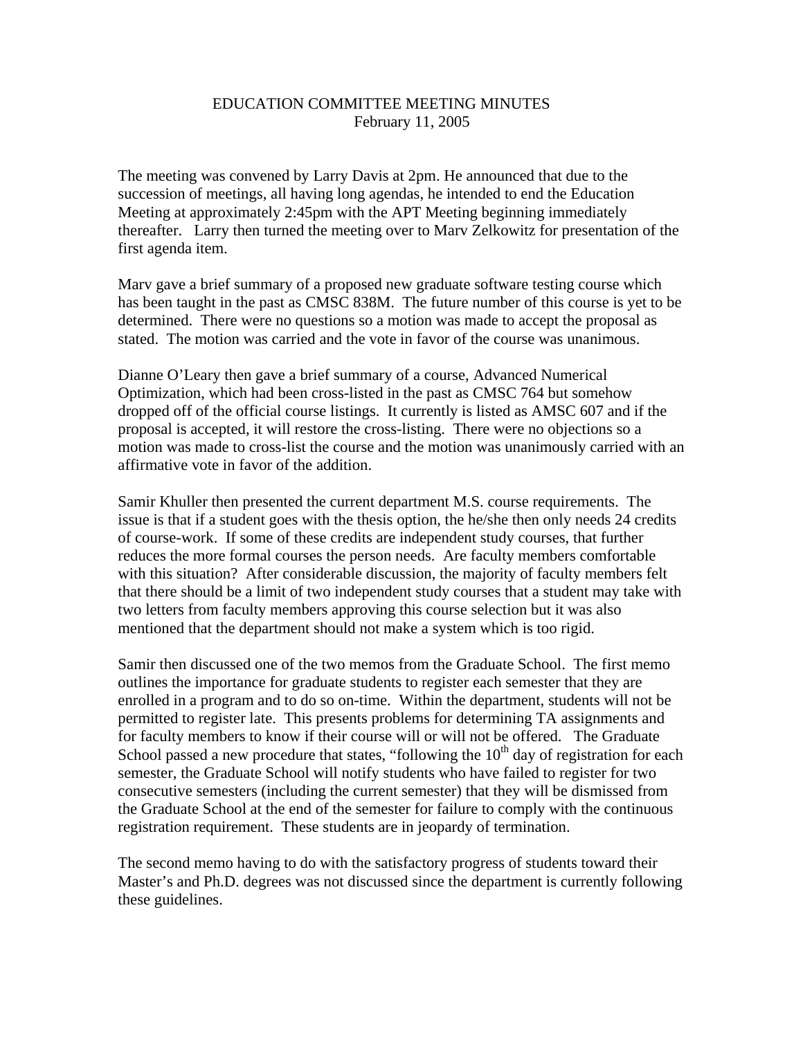# EDUCATION COMMITTEE MEETING MINUTES

February 11, 2005

The meeting was convened by Larry Davis at 2pm. He announced that due to the succession of meetings, all having long agendas, he intended to end the Education Meeting at approximately 2:45pm with the APT Meeting beginning immediately thereafter. Larry then turned the meeting over to Marv Zelkowitz for presentation of the first agenda item.

Marv gave a brief summary of a proposed new graduate software testing course which has been taught in the past as CMSC 838M. The future number of this course is yet to be determined. There were no questions so a motion was made to accept the proposal as stated. The motion was carried and the vote in favor of the course was unanimous.

Dianne O'Leary then gave a brief summary of a course, Advanced Numerical Optimization, which had been cross-listed in the past as CMSC 764 but somehow dropped off of the official course listings. It currently is listed as AMSC 607 and if the proposal is accepted, it will restore the cross-listing. There were no objections so a motion was made to cross-list the course and the motion was unanimously carried with an affirmative vote in favor of the addition.

Samir Khuller then presented the current department M.S. course requirements. The issue is that if a student goes with the thesis option, the he/she then only needs 24 credits of course-work. If some of these credits are independent study courses, that further reduces the more formal courses the person needs. Are faculty members comfortable with this situation? After considerable discussion, the majority of faculty members felt that there should be a limit of two independent study courses that a student may take with two letters from faculty members approving this course selection but it was also mentioned that the department should not make a system which is too rigid.

Samir then discussed one of the two memos from the Graduate School. The first memo outlines the importance for graduate students to register each semester that they are enrolled in a program and to do so on-time. Within the department, students will not be permitted to register late. This presents problems for determining TA assignments and for faculty members to know if their course will or will not be offered. The Graduate School passed a new procedure that states, "following the 10th day of registration for each semester, the Graduate School will notify students who have failed to register for two consecutive semesters (including the current semester) that they will be dismissed from the Graduate School at the end of the semester for failure to comply with the continuous registration requirement. These students are in jeopardy of termination.

The second memo having to do with the satisfactory progress of students toward their Master's and Ph.D. degrees was not discussed since the department is currently following these guidelines.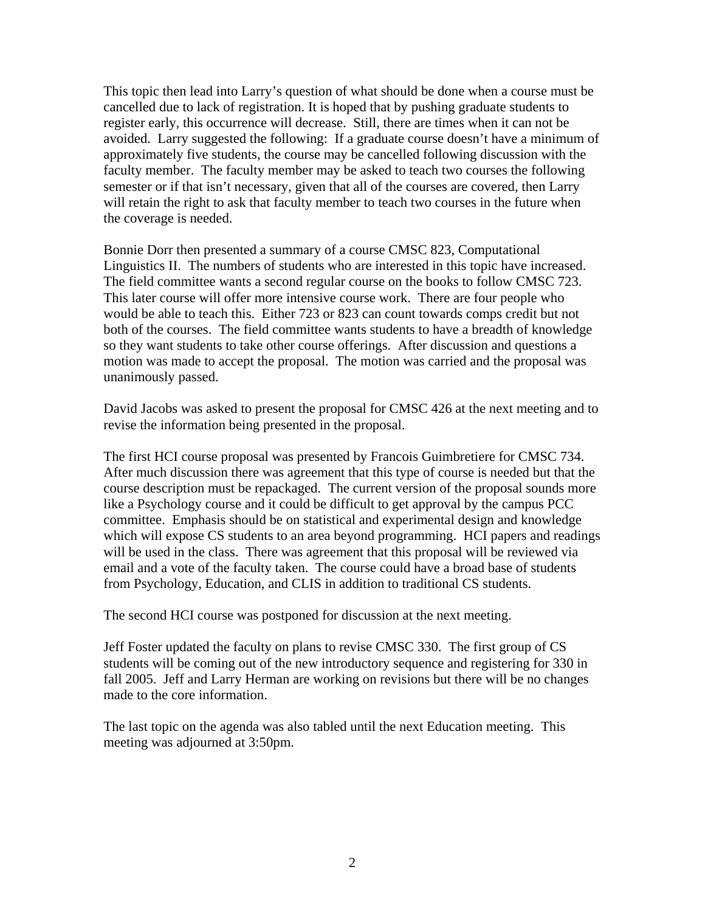This topic then lead into Larry's question of what should be done when a course must be cancelled due to lack of registration. It is hoped that by pushing graduate students to register early, this occurrence will decrease. Still, there are times when it can not be avoided. Larry suggested the following: If a graduate course doesn't have a minimum of approximately five students, the course may be cancelled following discussion with the faculty member. The faculty member may be asked to teach two courses the following semester or if that isn't necessary, given that all of the courses are covered, then Larry will retain the right to ask that faculty member to teach two courses in the future when the coverage is needed.

Bonnie Dorr then presented a summary of a course CMSC 823, Computational Linguistics II. The numbers of students who are interested in this topic have increased. The field committee wants a second regular course on the books to follow CMSC 723. This later course will offer more intensive course work. There are four people who would be able to teach this. Either 723 or 823 can count towards comps credit but not both of the courses. The field committee wants students to have a breadth of knowledge so they want students to take other course offerings. After discussion and questions a motion was made to accept the proposal. The motion was carried and the proposal was unanimously passed.

David Jacobs was asked to present the proposal for CMSC 426 at the next meeting and to revise the information being presented in the proposal.

The first HCI course proposal was presented by Francois Guimbretiere for CMSC 734. After much discussion there was agreement that this type of course is needed but that the course description must be repackaged. The current version of the proposal sounds more like a Psychology course and it could be difficult to get approval by the campus PCC committee. Emphasis should be on statistical and experimental design and knowledge which will expose CS students to an area beyond programming. HCI papers and readings will be used in the class. There was agreement that this proposal will be reviewed via email and a vote of the faculty taken. The course could have a broad base of students from Psychology, Education, and CLIS in addition to traditional CS students.

The second HCI course was postponed for discussion at the next meeting.

Jeff Foster updated the faculty on plans to revise CMSC 330. The first group of CS students will be coming out of the new introductory sequence and registering for 330 in fall 2005. Jeff and Larry Herman are working on revisions but there will be no changes made to the core information.

The last topic on the agenda was also tabled until the next Education meeting. This meeting was adjourned at 3:50pm.